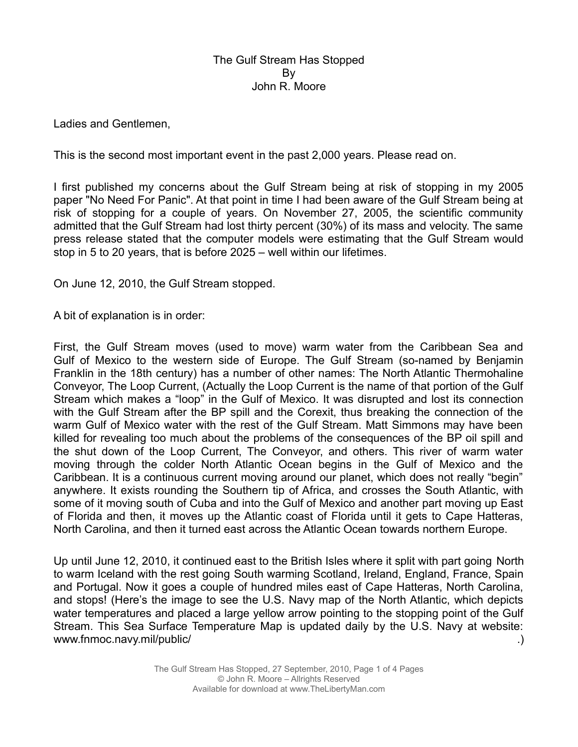# The Gulf Stream Has Stopped
By
John R. Moore

Ladies and Gentlemen,

This is the second most important event in the past 2,000 years. Please read on.

I first published my concerns about the Gulf Stream being at risk of stopping in my 2005 paper "No Need For Panic". At that point in time I had been aware of the Gulf Stream being at risk of stopping for a couple of years. On November 27, 2005, the scientific community admitted that the Gulf Stream had lost thirty percent (30%) of its mass and velocity. The same press release stated that the computer models were estimating that the Gulf Stream would stop in 5 to 20 years, that is before 2025 – well within our lifetimes.

On June 12, 2010, the Gulf Stream stopped.

A bit of explanation is in order:

First, the Gulf Stream moves (used to move) warm water from the Caribbean Sea and Gulf of Mexico to the western side of Europe. The Gulf Stream (so-named by Benjamin Franklin in the 18th century) has a number of other names: The North Atlantic Thermohaline Conveyor, The Loop Current, (Actually the Loop Current is the name of that portion of the Gulf Stream which makes a "loop" in the Gulf of Mexico. It was disrupted and lost its connection with the Gulf Stream after the BP spill and the Corexit, thus breaking the connection of the warm Gulf of Mexico water with the rest of the Gulf Stream. Matt Simmons may have been killed for revealing too much about the problems of the consequences of the BP oil spill and the shut down of the Loop Current, The Conveyor, and others. This river of warm water moving through the colder North Atlantic Ocean begins in the Gulf of Mexico and the Caribbean. It is a continuous current moving around our planet, which does not really "begin" anywhere. It exists rounding the Southern tip of Africa, and crosses the South Atlantic, with some of it moving south of Cuba and into the Gulf of Mexico and another part moving up East of Florida and then, it moves up the Atlantic coast of Florida until it gets to Cape Hatteras, North Carolina, and then it turned east across the Atlantic Ocean towards northern Europe.

Up until June 12, 2010, it continued east to the British Isles where it split with part going North to warm Iceland with the rest going South warming Scotland, Ireland, England, France, Spain and Portugal. Now it goes a couple of hundred miles east of Cape Hatteras, North Carolina, and stops! (Here's the image to see the U.S. Navy map of the North Atlantic, which depicts water temperatures and placed a large yellow arrow pointing to the stopping point of the Gulf Stream. This Sea Surface Temperature Map is updated daily by the U.S. Navy at website: www.fnmoc.navy.mil/public/ .)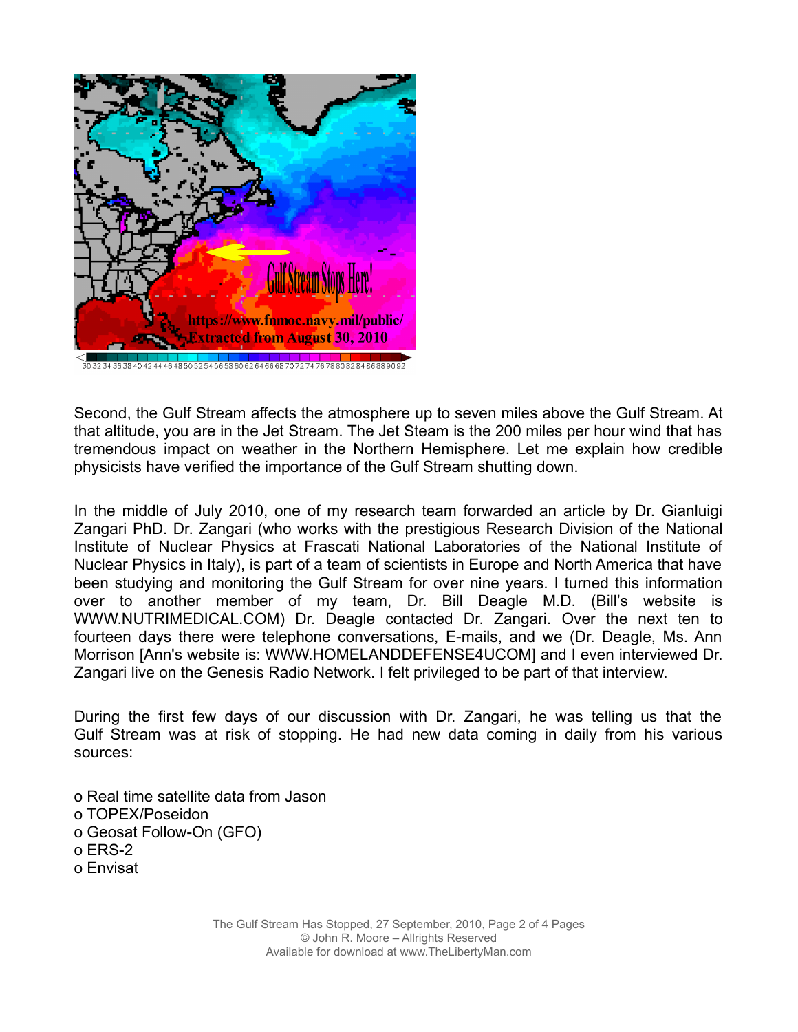Second, the Gulf Stream affects the atmosphere up to seven miles above the Gulf Stream. At that altitude, you are in the Jet Stream. The Jet Steam is the 200 miles per hour wind that has tremendous impact on weather in the Northern Hemisphere. Let me explain how credible physicists have verified the importance of the Gulf Stream shutting down.

In the middle of July 2010, one of my research team forwarded an article by Dr. Gianluigi Zangari PhD. Dr. Zangari (who works with the prestigious Research Division of the National Institute of Nuclear Physics at Frascati National Laboratories of the National Institute of Nuclear Physics in Italy), is part of a team of scientists in Europe and North America that have been studying and monitoring the Gulf Stream for over nine years. I turned this information over to another member of my team, Dr. Bill Deagle M.D. (Bill's website is WWW.NUTRIMEDICAL.COM) Dr. Deagle contacted Dr. Zangari. Over the next ten to fourteen days there were telephone conversations, E-mails, and we (Dr. Deagle, Ms. Ann Morrison [Ann's website is: WWW.HOMELANDDEFENSE4UCOM] and I even interviewed Dr. Zangari live on the Genesis Radio Network. I felt privileged to be part of that interview.

During the first few days of our discussion with Dr. Zangari, he was telling us that the Gulf Stream was at risk of stopping. He had new data coming in daily from his various sources:

- Real time satellite data from Jason
- TOPEX/Poseidon
- Geosat Follow-On (GFO)
- ERS-2
- Envisat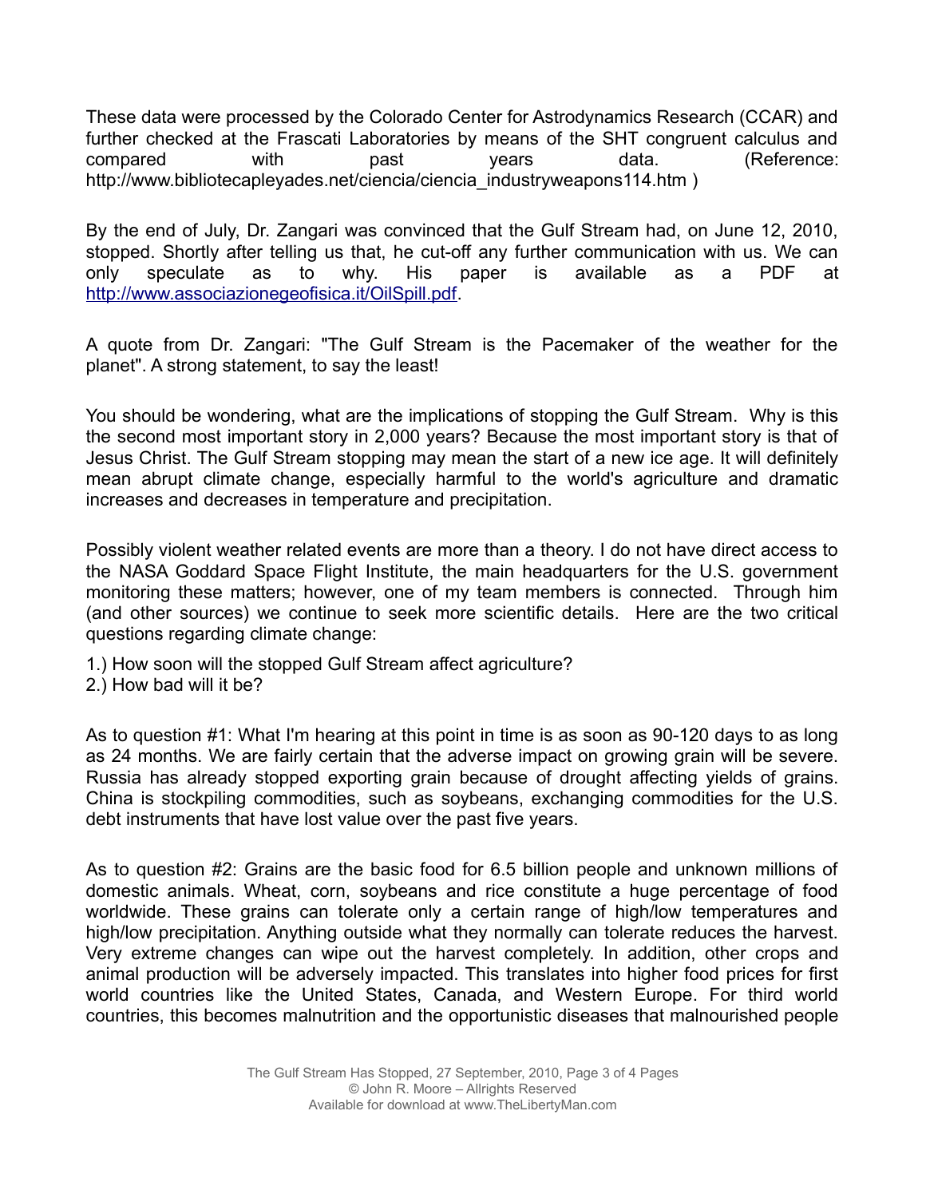These data were processed by the Colorado Center for Astrodynamics Research (CCAR) and further checked at the Frascati Laboratories by means of the SHT congruent calculus and compared with past years data. (Reference: http://www.bibliotecapleyades.net/ciencia/ciencia_industryweapons114.htm )

By the end of July, Dr. Zangari was convinced that the Gulf Stream had, on June 12, 2010, stopped. Shortly after telling us that, he cut-off any further communication with us. We can only speculate as to why. His paper is available as a PDF at [http://www.associazionegeofisica.it/OilSpill.pdf](http://www.associazionegeofisica.it/OilSpill.pdf).

A quote from Dr. Zangari: "The Gulf Stream is the Pacemaker of the weather for the planet". A strong statement, to say the least!

You should be wondering, what are the implications of stopping the Gulf Stream. Why is this the second most important story in 2,000 years? Because the most important story is that of Jesus Christ. The Gulf Stream stopping may mean the start of a new ice age. It will definitely mean abrupt climate change, especially harmful to the world's agriculture and dramatic increases and decreases in temperature and precipitation.

Possibly violent weather related events are more than a theory. I do not have direct access to the NASA Goddard Space Flight Institute, the main headquarters for the U.S. government monitoring these matters; however, one of my team members is connected. Through him (and other sources) we continue to seek more scientific details. Here are the two critical questions regarding climate change:

1.) How soon will the stopped Gulf Stream affect agriculture?
2.) How bad will it be?

As to question #1: What I'm hearing at this point in time is as soon as 90-120 days to as long as 24 months. We are fairly certain that the adverse impact on growing grain will be severe. Russia has already stopped exporting grain because of drought affecting yields of grains. China is stockpiling commodities, such as soybeans, exchanging commodities for the U.S. debt instruments that have lost value over the past five years.

As to question #2: Grains are the basic food for 6.5 billion people and unknown millions of domestic animals. Wheat, corn, soybeans and rice constitute a huge percentage of food worldwide. These grains can tolerate only a certain range of high/low temperatures and high/low precipitation. Anything outside what they normally can tolerate reduces the harvest. Very extreme changes can wipe out the harvest completely. In addition, other crops and animal production will be adversely impacted. This translates into higher food prices for first world countries like the United States, Canada, and Western Europe. For third world countries, this becomes malnutrition and the opportunistic diseases that malnourished people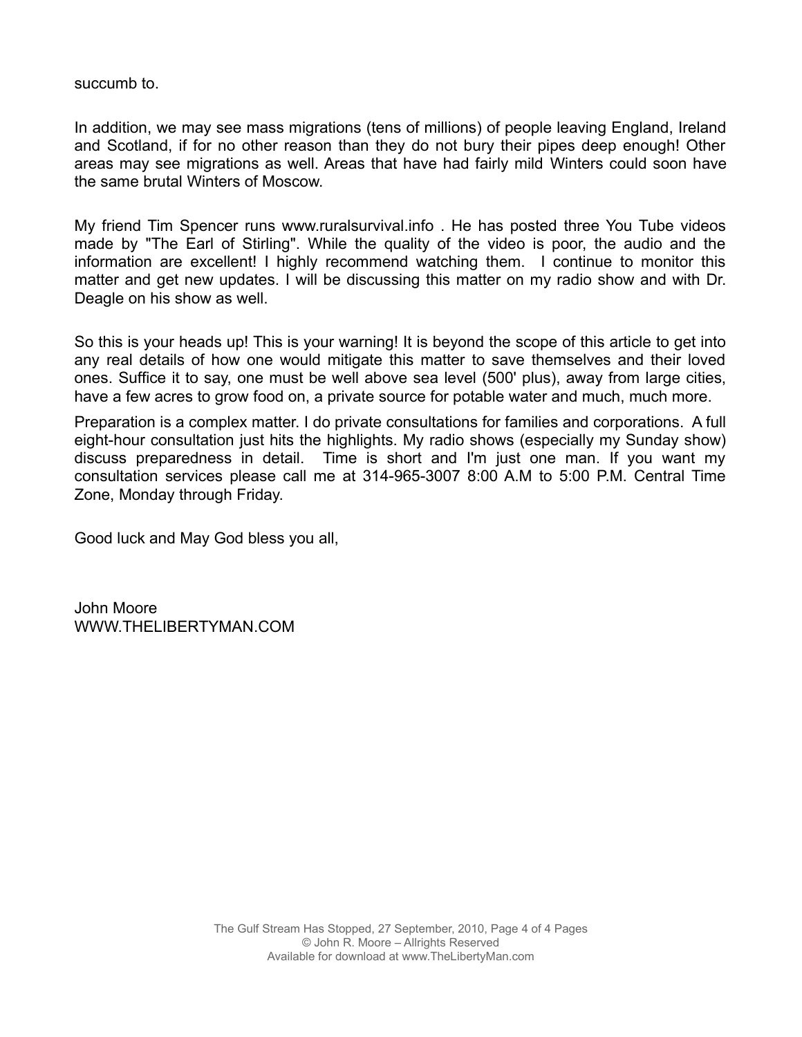succumb to.

In addition, we may see mass migrations (tens of millions) of people leaving England, Ireland and Scotland, if for no other reason than they do not bury their pipes deep enough! Other areas may see migrations as well. Areas that have had fairly mild Winters could soon have the same brutal Winters of Moscow.

My friend Tim Spencer runs www.ruralsurvival.info . He has posted three You Tube videos made by "The Earl of Stirling". While the quality of the video is poor, the audio and the information are excellent! I highly recommend watching them. I continue to monitor this matter and get new updates. I will be discussing this matter on my radio show and with Dr. Deagle on his show as well.

So this is your heads up! This is your warning! It is beyond the scope of this article to get into any real details of how one would mitigate this matter to save themselves and their loved ones. Suffice it to say, one must be well above sea level (500' plus), away from large cities, have a few acres to grow food on, a private source for potable water and much, much more.

Preparation is a complex matter. I do private consultations for families and corporations. A full eight-hour consultation just hits the highlights. My radio shows (especially my Sunday show) discuss preparedness in detail. Time is short and I'm just one man. If you want my consultation services please call me at 314-965-3007 8:00 A.M to 5:00 P.M. Central Time Zone, Monday through Friday.

Good luck and May God bless you all,

John Moore  
WWW.THELIBERTYMAN.COM